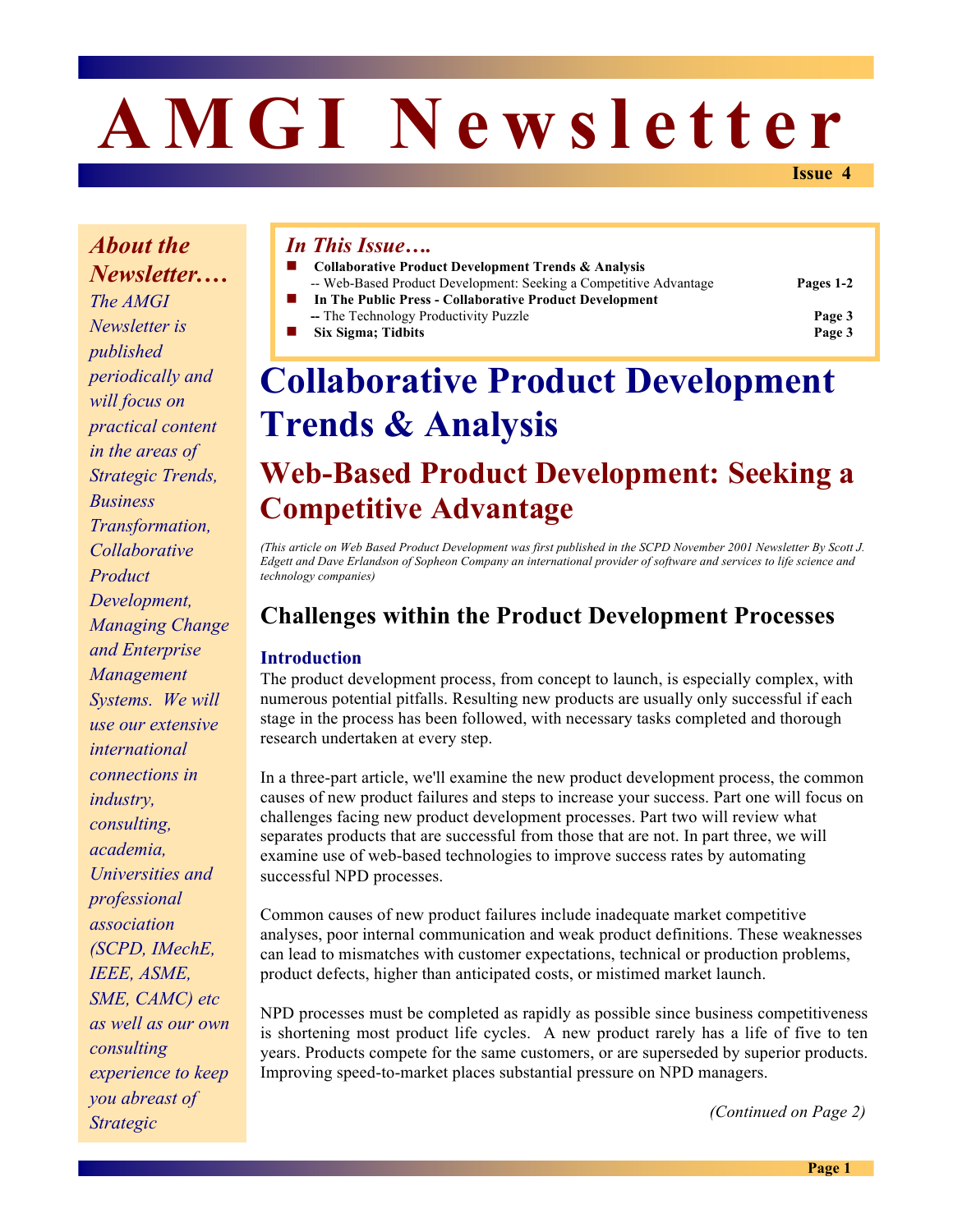# AMGI Newsletter

**Issue 4**

*About the Newsletter….*

*The AMGI Newsletter is published periodically and will focus on practical content in the areas of Strategic Trends, Business Transformation, Collaborative Product Development, Managing Change and Enterprise Management Systems. We will use our extensive international connections in industry, consulting, academia, Universities and professional association (SCPD, IMechE, IEEE, ASME, SME, CAMC) etc as well as our own consulting experience to keep you abreast of Strategic*

*In This Issue….*

- **Collaborative Product Development Trends & Analysis**
  -- Web-Based Product Development: Seeking a Competitive Advantage — **Pages 1-2**
- **In The Public Press - Collaborative Product Development**
  **--** The Technology Productivity Puzzle — **Page 3**
- **Six Sigma; Tidbits** — **Page 3**

# Collaborative Product Development Trends & Analysis

## Web-Based Product Development: Seeking a Competitive Advantage

*(This article on Web Based Product Development was first published in the SCPD November 2001 Newsletter By Scott J. Edgett and Dave Erlandson of Sopheon Company an international provider of software and services to life science and technology companies)*

### Challenges within the Product Development Processes

#### Introduction

The product development process, from concept to launch, is especially complex, with numerous potential pitfalls. Resulting new products are usually only successful if each stage in the process has been followed, with necessary tasks completed and thorough research undertaken at every step.

In a three-part article, we'll examine the new product development process, the common causes of new product failures and steps to increase your success. Part one will focus on challenges facing new product development processes. Part two will review what separates products that are successful from those that are not. In part three, we will examine use of web-based technologies to improve success rates by automating successful NPD processes.

Common causes of new product failures include inadequate market competitive analyses, poor internal communication and weak product definitions. These weaknesses can lead to mismatches with customer expectations, technical or production problems, product defects, higher than anticipated costs, or mistimed market launch.

NPD processes must be completed as rapidly as possible since business competitiveness is shortening most product life cycles. A new product rarely has a life of five to ten years. Products compete for the same customers, or are superseded by superior products. Improving speed-to-market places substantial pressure on NPD managers.

*(Continued on Page 2)*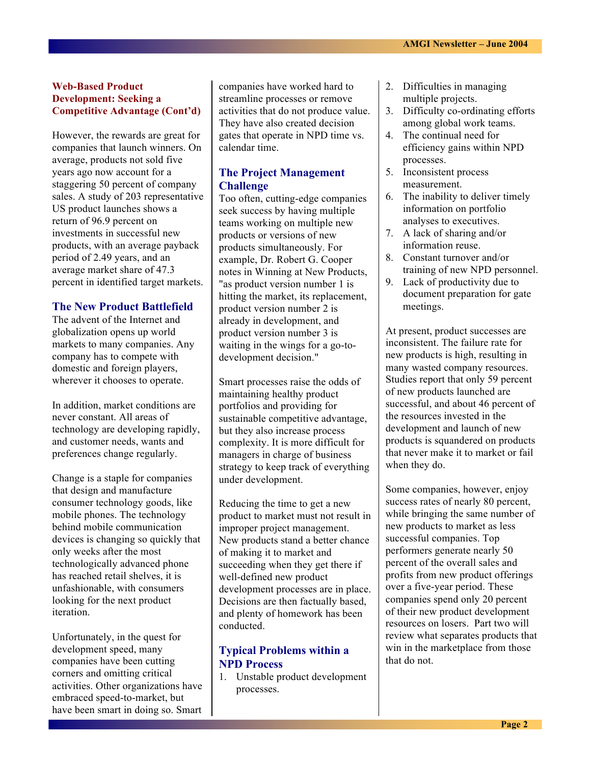### Web-Based Product Development: Seeking a Competitive Advantage (Cont'd)

However, the rewards are great for companies that launch winners. On average, products not sold five years ago now account for a staggering 50 percent of company sales. A study of 203 representative US product launches shows a return of 96.9 percent on investments in successful new products, with an average payback period of 2.49 years, and an average market share of 47.3 percent in identified target markets.

## The New Product Battlefield

The advent of the Internet and globalization opens up world markets to many companies. Any company has to compete with domestic and foreign players, wherever it chooses to operate.

In addition, market conditions are never constant. All areas of technology are developing rapidly, and customer needs, wants and preferences change regularly.

Change is a staple for companies that design and manufacture consumer technology goods, like mobile phones. The technology behind mobile communication devices is changing so quickly that only weeks after the most technologically advanced phone has reached retail shelves, it is unfashionable, with consumers looking for the next product iteration.

Unfortunately, in the quest for development speed, many companies have been cutting corners and omitting critical activities. Other organizations have embraced speed-to-market, but have been smart in doing so. Smart companies have worked hard to streamline processes or remove activities that do not produce value. They have also created decision gates that operate in NPD time vs. calendar time.

## The Project Management Challenge

Too often, cutting-edge companies seek success by having multiple teams working on multiple new products or versions of new products simultaneously. For example, Dr. Robert G. Cooper notes in Winning at New Products, "as product version number 1 is hitting the market, its replacement, product version number 2 is already in development, and product version number 3 is waiting in the wings for a go-to-development decision."

Smart processes raise the odds of maintaining healthy product portfolios and providing for sustainable competitive advantage, but they also increase process complexity. It is more difficult for managers in charge of business strategy to keep track of everything under development.

Reducing the time to get a new product to market must not result in improper project management. New products stand a better chance of making it to market and succeeding when they get there if well-defined new product development processes are in place. Decisions are then factually based, and plenty of homework has been conducted.

## Typical Problems within a NPD Process

1. Unstable product development processes.
2. Difficulties in managing multiple projects.
3. Difficulty co-ordinating efforts among global work teams.
4. The continual need for efficiency gains within NPD processes.
5. Inconsistent process measurement.
6. The inability to deliver timely information on portfolio analyses to executives.
7. A lack of sharing and/or information reuse.
8. Constant turnover and/or training of new NPD personnel.
9. Lack of productivity due to document preparation for gate meetings.

At present, product successes are inconsistent. The failure rate for new products is high, resulting in many wasted company resources. Studies report that only 59 percent of new products launched are successful, and about 46 percent of the resources invested in the development and launch of new products is squandered on products that never make it to market or fail when they do.

Some companies, however, enjoy success rates of nearly 80 percent, while bringing the same number of new products to market as less successful companies. Top performers generate nearly 50 percent of the overall sales and profits from new product offerings over a five-year period. These companies spend only 20 percent of their new product development resources on losers. Part two will review what separates products that win in the marketplace from those that do not.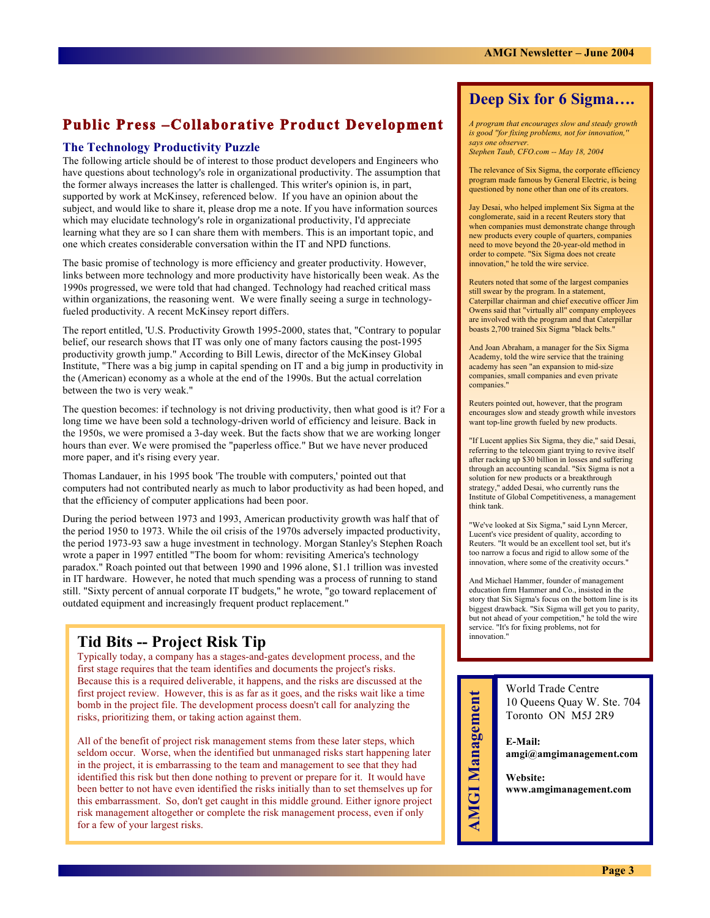## Public Press –Collaborative Product Development

### The Technology Productivity Puzzle

The following article should be of interest to those product developers and Engineers who have questions about technology's role in organizational productivity. The assumption that the former always increases the latter is challenged. This writer's opinion is, in part, supported by work at McKinsey, referenced below. If you have an opinion about the subject, and would like to share it, please drop me a note. If you have information sources which may elucidate technology's role in organizational productivity, I'd appreciate learning what they are so I can share them with members. This is an important topic, and one which creates considerable conversation within the IT and NPD functions.

The basic promise of technology is more efficiency and greater productivity. However, links between more technology and more productivity have historically been weak. As the 1990s progressed, we were told that had changed. Technology had reached critical mass within organizations, the reasoning went. We were finally seeing a surge in technology-fueled productivity. A recent McKinsey report differs.

The report entitled, 'U.S. Productivity Growth 1995-2000, states that, "Contrary to popular belief, our research shows that IT was only one of many factors causing the post-1995 productivity growth jump." According to Bill Lewis, director of the McKinsey Global Institute, "There was a big jump in capital spending on IT and a big jump in productivity in the (American) economy as a whole at the end of the 1990s. But the actual correlation between the two is very weak."

The question becomes: if technology is not driving productivity, then what good is it? For a long time we have been sold a technology-driven world of efficiency and leisure. Back in the 1950s, we were promised a 3-day week. But the facts show that we are working longer hours than ever. We were promised the "paperless office." But we have never produced more paper, and it's rising every year.

Thomas Landauer, in his 1995 book 'The trouble with computers,' pointed out that computers had not contributed nearly as much to labor productivity as had been hoped, and that the efficiency of computer applications had been poor.

During the period between 1973 and 1993, American productivity growth was half that of the period 1950 to 1973. While the oil crisis of the 1970s adversely impacted productivity, the period 1973-93 saw a huge investment in technology. Morgan Stanley's Stephen Roach wrote a paper in 1997 entitled "The boom for whom: revisiting America's technology paradox." Roach pointed out that between 1990 and 1996 alone, $1.1 trillion was invested in IT hardware. However, he noted that much spending was a process of running to stand still. "Sixty percent of annual corporate IT budgets," he wrote, "go toward replacement of outdated equipment and increasingly frequent product replacement."

## Tid Bits -- Project Risk Tip

Typically today, a company has a stages-and-gates development process, and the first stage requires that the team identifies and documents the project's risks. Because this is a required deliverable, it happens, and the risks are discussed at the first project review. However, this is as far as it goes, and the risks wait like a time bomb in the project file. The development process doesn't call for analyzing the risks, prioritizing them, or taking action against them.

All of the benefit of project risk management stems from these later steps, which seldom occur. Worse, when the identified but unmanaged risks start happening later in the project, it is embarrassing to the team and management to see that they had identified this risk but then done nothing to prevent or prepare for it. It would have been better to not have even identified the risks initially than to set themselves up for this embarrassment. So, don't get caught in this middle ground. Either ignore project risk management altogether or complete the risk management process, even if only for a few of your largest risks.

## Deep Six for 6 Sigma….

*A program that encourages slow and steady growth is good "for fixing problems, not for innovation," says one observer.*
*Stephen Taub, CFO.com -- May 18, 2004*

The relevance of Six Sigma, the corporate efficiency program made famous by General Electric, is being questioned by none other than one of its creators.

Jay Desai, who helped implement Six Sigma at the conglomerate, said in a recent Reuters story that when companies must demonstrate change through new products every couple of quarters, companies need to move beyond the 20-year-old method in order to compete. "Six Sigma does not create innovation," he told the wire service.

Reuters noted that some of the largest companies still swear by the program. In a statement, Caterpillar chairman and chief executive officer Jim Owens said that "virtually all" company employees are involved with the program and that Caterpillar boasts 2,700 trained Six Sigma "black belts."

And Joan Abraham, a manager for the Six Sigma Academy, told the wire service that the training academy has seen "an expansion to mid-size companies, small companies and even private companies."

Reuters pointed out, however, that the program encourages slow and steady growth while investors want top-line growth fueled by new products.

"If Lucent applies Six Sigma, they die," said Desai, referring to the telecom giant trying to revive itself after racking up $30 billion in losses and suffering through an accounting scandal. "Six Sigma is not a solution for new products or a breakthrough strategy," added Desai, who currently runs the Institute of Global Competitiveness, a management think tank.

"We've looked at Six Sigma," said Lynn Mercer, Lucent's vice president of quality, according to Reuters. "It would be an excellent tool set, but it's too narrow a focus and rigid to allow some of the innovation, where some of the creativity occurs."

And Michael Hammer, founder of management education firm Hammer and Co., insisted in the story that Six Sigma's focus on the bottom line is its biggest drawback. "Six Sigma will get you to parity, but not ahead of your competition," he told the wire service. "It's for fixing problems, not for innovation."

**AMGI Management**

World Trade Centre
10 Queens Quay W. Ste. 704
Toronto ON M5J 2R9

**E-Mail:**
**amgi@amgimanagement.com**

**Website:**
**www.amgimanagement.com**